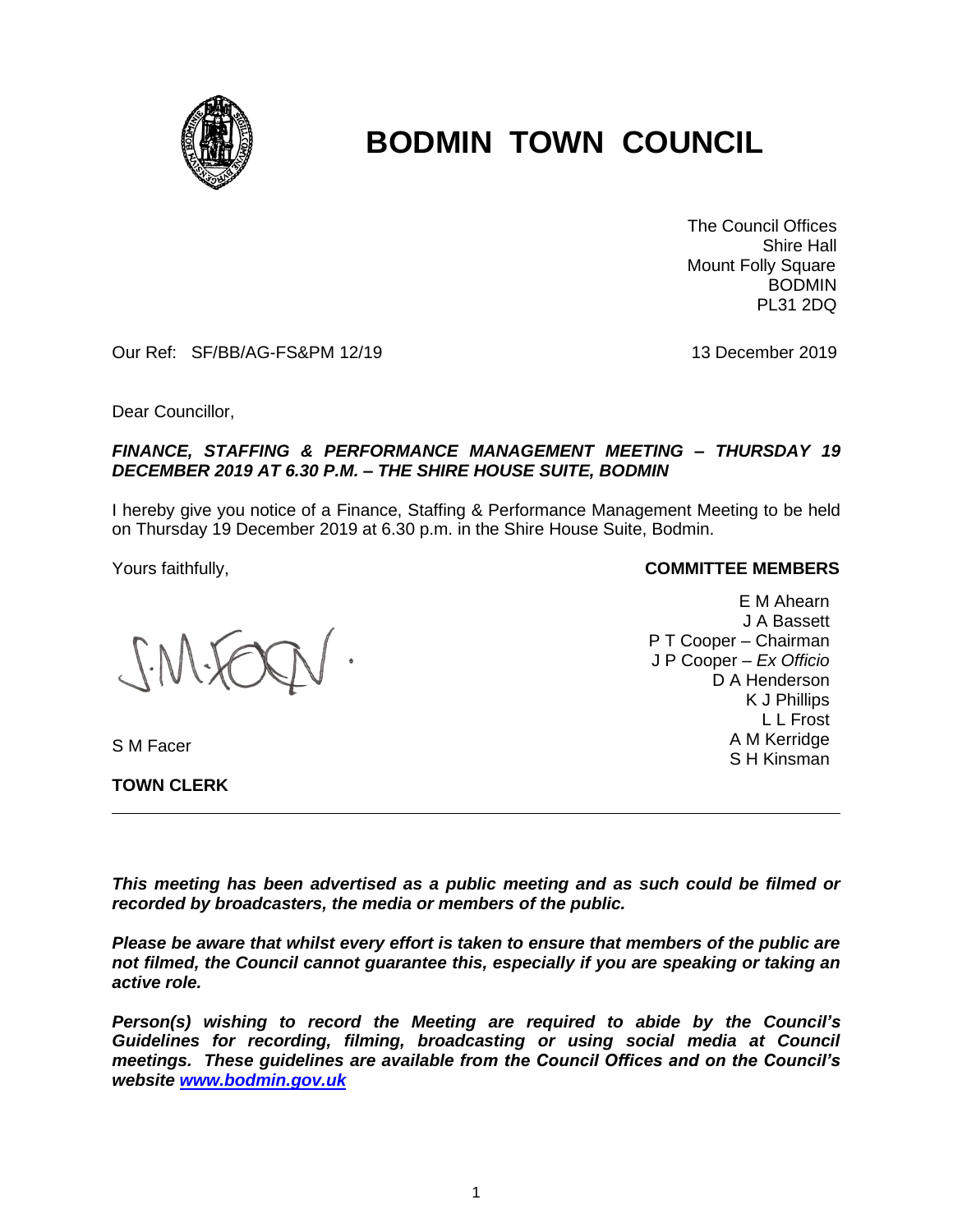# BODMIN TOWN COUNCIL

The Council Offices
Shire Hall
Mount Folly Square
BODMIN
PL31 2DQ

Our Ref: SF/BB/AG-FS&PM 12/19

13 December 2019

Dear Councillor,

***FINANCE, STAFFING & PERFORMANCE MANAGEMENT MEETING – THURSDAY 19 DECEMBER 2019 AT 6.30 P.M. – THE SHIRE HOUSE SUITE, BODMIN***

I hereby give you notice of a Finance, Staffing & Performance Management Meeting to be held on Thursday 19 December 2019 at 6.30 p.m. in the Shire House Suite, Bodmin.

Yours faithfully,

S M Facer

**TOWN CLERK**

**COMMITTEE MEMBERS**

E M Ahearn
J A Bassett
P T Cooper – Chairman
J P Cooper – *Ex Officio*
D A Henderson
K J Phillips
L L Frost
A M Kerridge
S H Kinsman

---

***This meeting has been advertised as a public meeting and as such could be filmed or recorded by broadcasters, the media or members of the public.***

***Please be aware that whilst every effort is taken to ensure that members of the public are not filmed, the Council cannot guarantee this, especially if you are speaking or taking an active role.***

***Person(s) wishing to record the Meeting are required to abide by the Council's Guidelines for recording, filming, broadcasting or using social media at Council meetings. These guidelines are available from the Council Offices and on the Council's website [www.bodmin.gov.uk](http://www.bodmin.gov.uk)***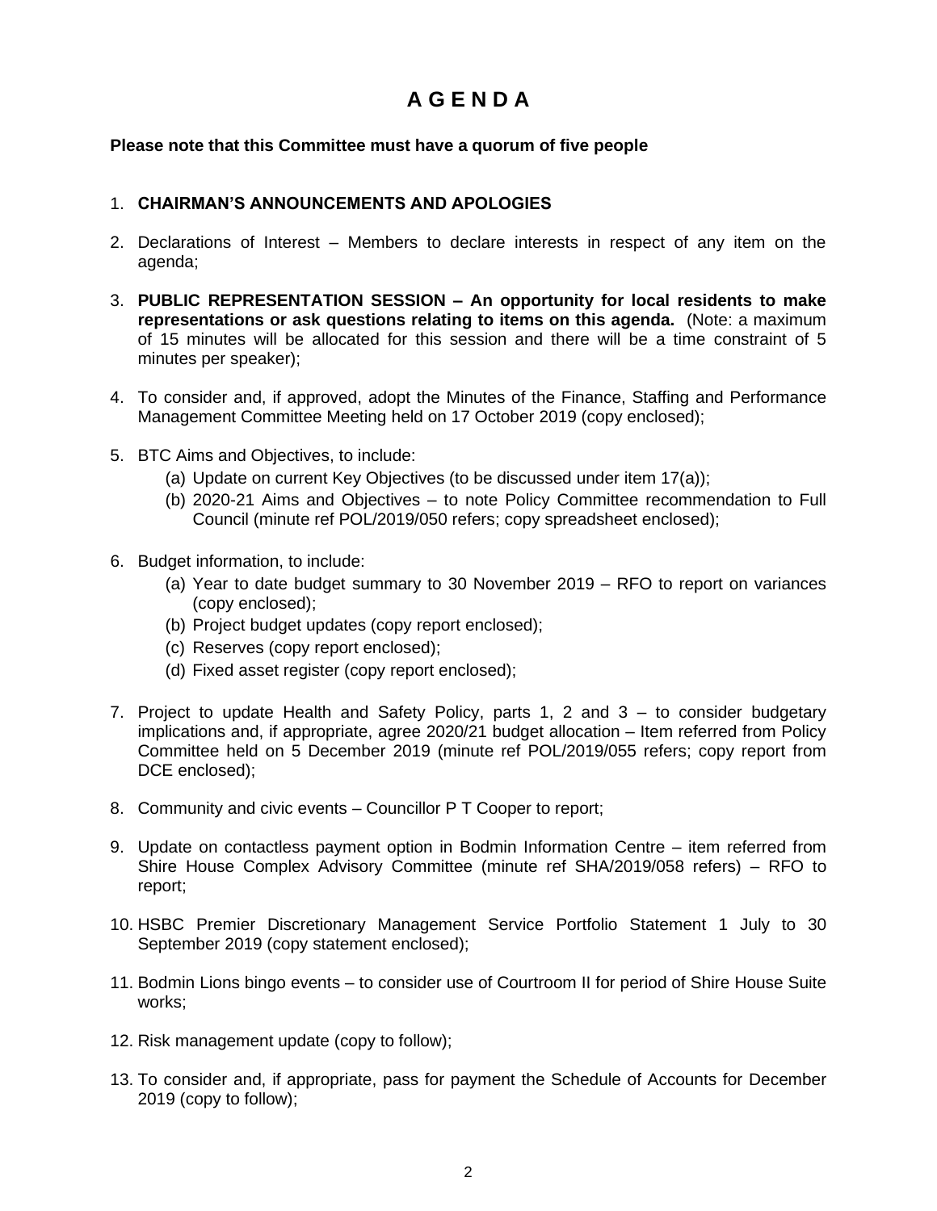# A G E N D A

**Please note that this Committee must have a quorum of five people**

1. **CHAIRMAN'S ANNOUNCEMENTS AND APOLOGIES**

2. Declarations of Interest – Members to declare interests in respect of any item on the agenda;

3. **PUBLIC REPRESENTATION SESSION – An opportunity for local residents to make representations or ask questions relating to items on this agenda.** (Note: a maximum of 15 minutes will be allocated for this session and there will be a time constraint of 5 minutes per speaker);

4. To consider and, if approved, adopt the Minutes of the Finance, Staffing and Performance Management Committee Meeting held on 17 October 2019 (copy enclosed);

5. BTC Aims and Objectives, to include:
   (a) Update on current Key Objectives (to be discussed under item 17(a));
   (b) 2020-21 Aims and Objectives – to note Policy Committee recommendation to Full Council (minute ref POL/2019/050 refers; copy spreadsheet enclosed);

6. Budget information, to include:
   (a) Year to date budget summary to 30 November 2019 – RFO to report on variances (copy enclosed);
   (b) Project budget updates (copy report enclosed);
   (c) Reserves (copy report enclosed);
   (d) Fixed asset register (copy report enclosed);

7. Project to update Health and Safety Policy, parts 1, 2 and 3 – to consider budgetary implications and, if appropriate, agree 2020/21 budget allocation – Item referred from Policy Committee held on 5 December 2019 (minute ref POL/2019/055 refers; copy report from DCE enclosed);

8. Community and civic events – Councillor P T Cooper to report;

9. Update on contactless payment option in Bodmin Information Centre – item referred from Shire House Complex Advisory Committee (minute ref SHA/2019/058 refers) – RFO to report;

10. HSBC Premier Discretionary Management Service Portfolio Statement 1 July to 30 September 2019 (copy statement enclosed);

11. Bodmin Lions bingo events – to consider use of Courtroom II for period of Shire House Suite works;

12. Risk management update (copy to follow);

13. To consider and, if appropriate, pass for payment the Schedule of Accounts for December 2019 (copy to follow);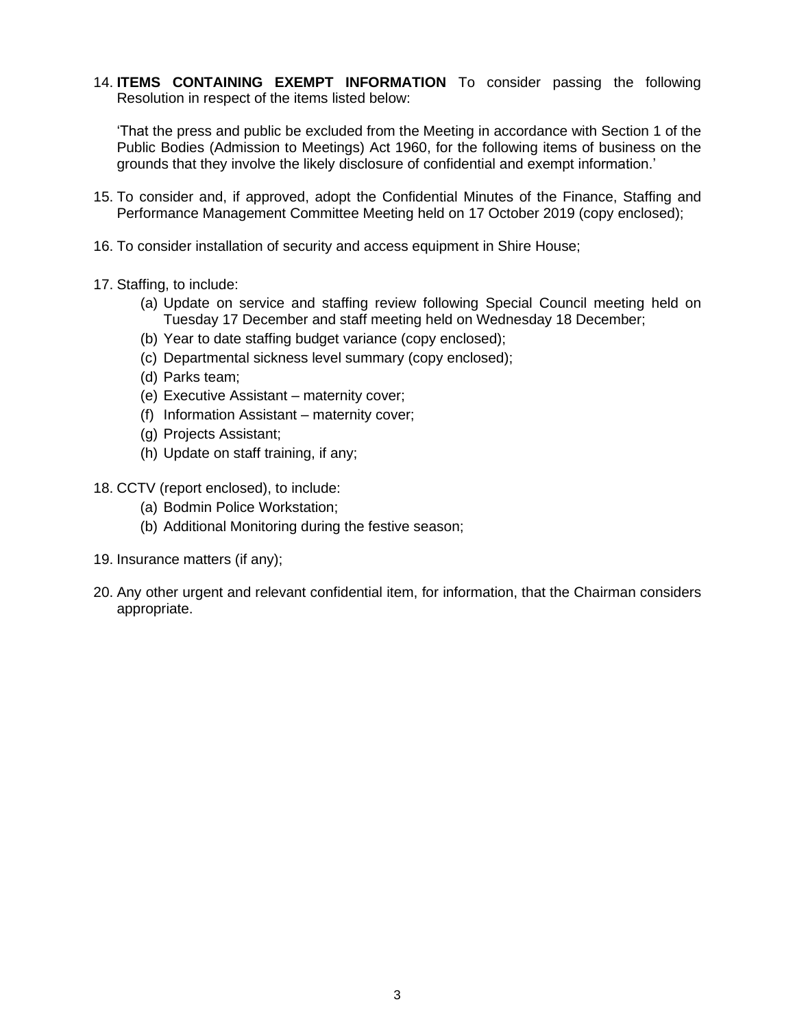14. **ITEMS CONTAINING EXEMPT INFORMATION** To consider passing the following Resolution in respect of the items listed below:

    'That the press and public be excluded from the Meeting in accordance with Section 1 of the Public Bodies (Admission to Meetings) Act 1960, for the following items of business on the grounds that they involve the likely disclosure of confidential and exempt information.'

15. To consider and, if approved, adopt the Confidential Minutes of the Finance, Staffing and Performance Management Committee Meeting held on 17 October 2019 (copy enclosed);

16. To consider installation of security and access equipment in Shire House;

17. Staffing, to include:
    (a) Update on service and staffing review following Special Council meeting held on Tuesday 17 December and staff meeting held on Wednesday 18 December;
    (b) Year to date staffing budget variance (copy enclosed);
    (c) Departmental sickness level summary (copy enclosed);
    (d) Parks team;
    (e) Executive Assistant – maternity cover;
    (f) Information Assistant – maternity cover;
    (g) Projects Assistant;
    (h) Update on staff training, if any;

18. CCTV (report enclosed), to include:
    (a) Bodmin Police Workstation;
    (b) Additional Monitoring during the festive season;

19. Insurance matters (if any);

20. Any other urgent and relevant confidential item, for information, that the Chairman considers appropriate.